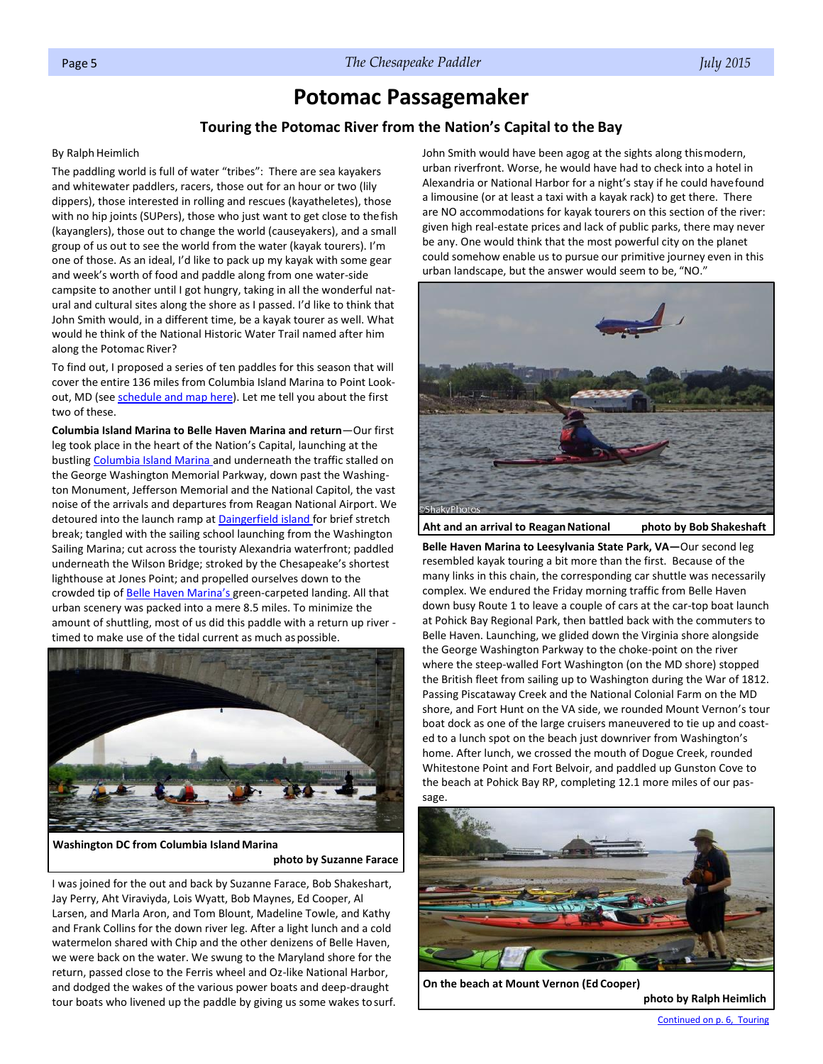# Potomac Passagemaker

## Touring the Potomac River from the Nation's Capital to the Bay

By Ralph Heimlich

The paddling world is full of water "tribes": There are sea kayakers and whitewater paddlers, racers, those out for an hour or two (lily dippers), those interested in rolling and rescues (kayatheletes), those with no hip joints (SUPers), those who just want to get close to the fish (kayanglers), those out to change the world (causeyakers), and a small group of us out to see the world from the water (kayak tourers). I'm one of those. As an ideal, I'd like to pack up my kayak with some gear and week's worth of food and paddle along from one water-side campsite to another until I got hungry, taking in all the wonderful natural and cultural sites along the shore as I passed. I'd like to think that John Smith would, in a different time, be a kayak tourer as well. What would he think of the National Historic Water Trail named after him along the Potomac River?

To find out, I proposed a series of ten paddles for this season that will cover the entire 136 miles from Columbia Island Marina to Point Lookout, MD (see schedule and map here). Let me tell you about the first two of these.

**Columbia Island Marina to Belle Haven Marina and return**—Our first leg took place in the heart of the Nation's Capital, launching at the bustling Columbia Island Marina and underneath the traffic stalled on the George Washington Memorial Parkway, down past the Washington Monument, Jefferson Memorial and the National Capitol, the vast noise of the arrivals and departures from Reagan National Airport. We detoured into the launch ramp at Daingerfield island for brief stretch break; tangled with the sailing school launching from the Washington Sailing Marina; cut across the touristy Alexandria waterfront; paddled underneath the Wilson Bridge; stroked by the Chesapeake's shortest lighthouse at Jones Point; and propelled ourselves down to the crowded tip of Belle Haven Marina's green-carpeted landing. All that urban scenery was packed into a mere 8.5 miles. To minimize the amount of shuttling, most of us did this paddle with a return up river - timed to make use of the tidal current as much as possible.

**Washington DC from Columbia Island Marina** **photo by Suzanne Farace**

I was joined for the out and back by Suzanne Farace, Bob Shakeshart, Jay Perry, Aht Viraviyda, Lois Wyatt, Bob Maynes, Ed Cooper, Al Larsen, and Marla Aron, and Tom Blount, Madeline Towle, and Kathy and Frank Collins for the down river leg. After a light lunch and a cold watermelon shared with Chip and the other denizens of Belle Haven, we were back on the water. We swung to the Maryland shore for the return, passed close to the Ferris wheel and Oz-like National Harbor, and dodged the wakes of the various power boats and deep-draught tour boats who livened up the paddle by giving us some wakes to surf.

John Smith would have been agog at the sights along this modern, urban riverfront. Worse, he would have had to check into a hotel in Alexandria or National Harbor for a night's stay if he could have found a limousine (or at least a taxi with a kayak rack) to get there. There are NO accommodations for kayak tourers on this section of the river: given high real-estate prices and lack of public parks, there may never be any. One would think that the most powerful city on the planet could somehow enable us to pursue our primitive journey even in this urban landscape, but the answer would seem to be, "NO."

**Aht and an arrival to Reagan National** **photo by Bob Shakeshaft**

**Belle Haven Marina to Leesylvania State Park, VA—**Our second leg resembled kayak touring a bit more than the first. Because of the many links in this chain, the corresponding car shuttle was necessarily complex. We endured the Friday morning traffic from Belle Haven down busy Route 1 to leave a couple of cars at the car-top boat launch at Pohick Bay Regional Park, then battled back with the commuters to Belle Haven. Launching, we glided down the Virginia shore alongside the George Washington Parkway to the choke-point on the river where the steep-walled Fort Washington (on the MD shore) stopped the British fleet from sailing up to Washington during the War of 1812. Passing Piscataway Creek and the National Colonial Farm on the MD shore, and Fort Hunt on the VA side, we rounded Mount Vernon's tour boat dock as one of the large cruisers maneuvered to tie up and coasted to a lunch spot on the beach just downriver from Washington's home. After lunch, we crossed the mouth of Dogue Creek, rounded Whitestone Point and Fort Belvoir, and paddled up Gunston Cove to the beach at Pohick Bay RP, completing 12.1 more miles of our passage.

**On the beach at Mount Vernon (Ed Cooper)** **photo by Ralph Heimlich**

Continued on p. 6, Touring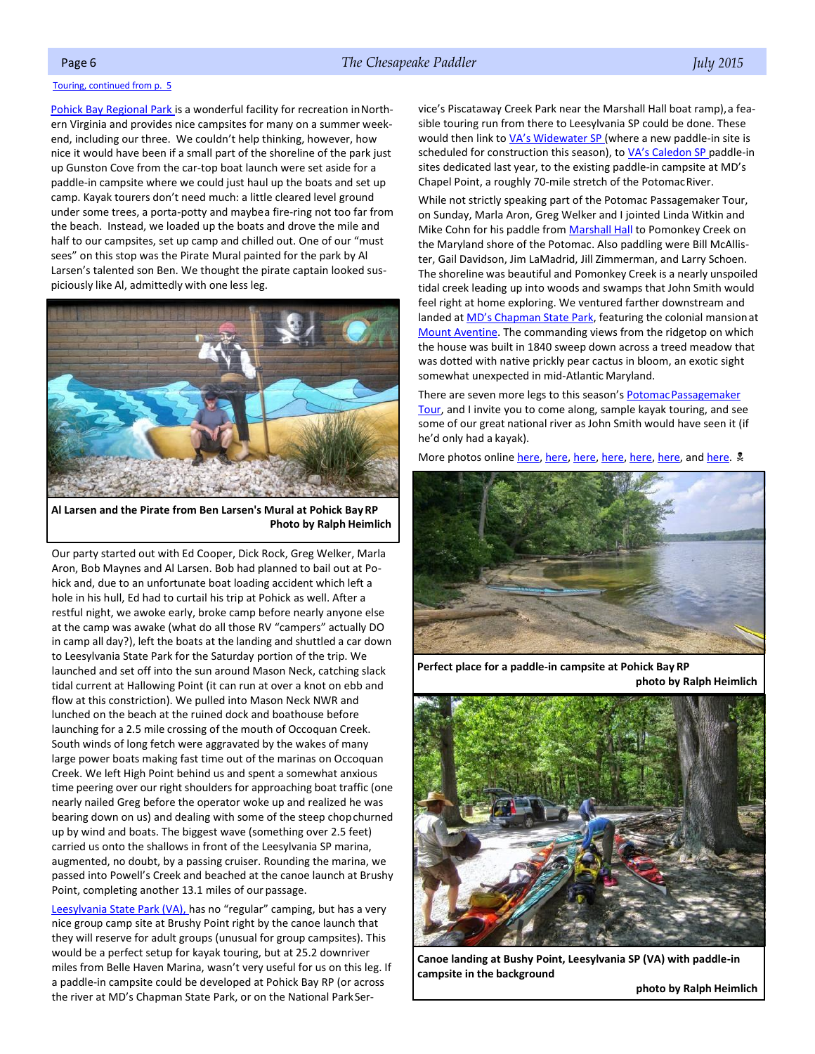Touring, continued from p. 5

Pohick Bay Regional Park is a wonderful facility for recreation in Northern Virginia and provides nice campsites for many on a summer weekend, including our three. We couldn't help thinking, however, how nice it would have been if a small part of the shoreline of the park just up Gunston Cove from the car-top boat launch were set aside for a paddle-in campsite where we could just haul up the boats and set up camp. Kayak tourers don't need much: a little cleared level ground under some trees, a porta-potty and maybe a fire-ring not too far from the beach. Instead, we loaded up the boats and drove the mile and half to our campsites, set up camp and chilled out. One of our "must sees" on this stop was the Pirate Mural painted for the park by Al Larsen's talented son Ben. We thought the pirate captain looked suspiciously like Al, admittedly with one less leg.

**Al Larsen and the Pirate from Ben Larsen's Mural at Pohick Bay RP**
**Photo by Ralph Heimlich**

Our party started out with Ed Cooper, Dick Rock, Greg Welker, Marla Aron, Bob Maynes and Al Larsen. Bob had planned to bail out at Pohick and, due to an unfortunate boat loading accident which left a hole in his hull, Ed had to curtail his trip at Pohick as well. After a restful night, we awoke early, broke camp before nearly anyone else at the camp was awake (what do all those RV "campers" actually DO in camp all day?), left the boats at the landing and shuttled a car down to Leesylvania State Park for the Saturday portion of the trip. We launched and set off into the sun around Mason Neck, catching slack tidal current at Hallowing Point (it can run at over a knot on ebb and flow at this constriction). We pulled into Mason Neck NWR and lunched on the beach at the ruined dock and boathouse before launching for a 2.5 mile crossing of the mouth of Occoquan Creek. South winds of long fetch were aggravated by the wakes of many large power boats making fast time out of the marinas on Occoquan Creek. We left High Point behind us and spent a somewhat anxious time peering over our right shoulders for approaching boat traffic (one nearly nailed Greg before the operator woke up and realized he was bearing down on us) and dealing with some of the steep chop churned up by wind and boats. The biggest wave (something over 2.5 feet) carried us onto the shallows in front of the Leesylvania SP marina, augmented, no doubt, by a passing cruiser. Rounding the marina, we passed into Powell's Creek and beached at the canoe launch at Brushy Point, completing another 13.1 miles of our passage.

Leesylvania State Park (VA), has no "regular" camping, but has a very nice group camp site at Brushy Point right by the canoe launch that they will reserve for adult groups (unusual for group campsites). This would be a perfect setup for kayak touring, but at 25.2 downriver miles from Belle Haven Marina, wasn't very useful for us on this leg. If a paddle-in campsite could be developed at Pohick Bay RP (or across the river at MD's Chapman State Park, or on the National Park Service's Piscataway Creek Park near the Marshall Hall boat ramp), a feasible touring run from there to Leesylvania SP could be done. These would then link to VA's Widewater SP (where a new paddle-in site is scheduled for construction this season), to VA's Caledon SP paddle-in sites dedicated last year, to the existing paddle-in campsite at MD's Chapel Point, a roughly 70-mile stretch of the Potomac River.

While not strictly speaking part of the Potomac Passagemaker Tour, on Sunday, Marla Aron, Greg Welker and I jointed Linda Witkin and Mike Cohn for his paddle from Marshall Hall to Pomonkey Creek on the Maryland shore of the Potomac. Also paddling were Bill McAllister, Gail Davidson, Jim LaMadrid, Jill Zimmerman, and Larry Schoen. The shoreline was beautiful and Pomonkey Creek is a nearly unspoiled tidal creek leading up into woods and swamps that John Smith would feel right at home exploring. We ventured farther downstream and landed at MD's Chapman State Park, featuring the colonial mansion at Mount Aventine. The commanding views from the ridgetop on which the house was built in 1840 sweep down across a treed meadow that was dotted with native prickly pear cactus in bloom, an exotic sight somewhat unexpected in mid-Atlantic Maryland.

There are seven more legs to this season's Potomac Passagemaker Tour, and I invite you to come along, sample kayak touring, and see some of our great national river as John Smith would have seen it (if he'd only had a kayak).

More photos online here, here, here, here, here, here, and here.

**Perfect place for a paddle-in campsite at Pohick Bay RP**
**photo by Ralph Heimlich**

**Canoe landing at Bushy Point, Leesylvania SP (VA) with paddle-in campsite in the background**
**photo by Ralph Heimlich**